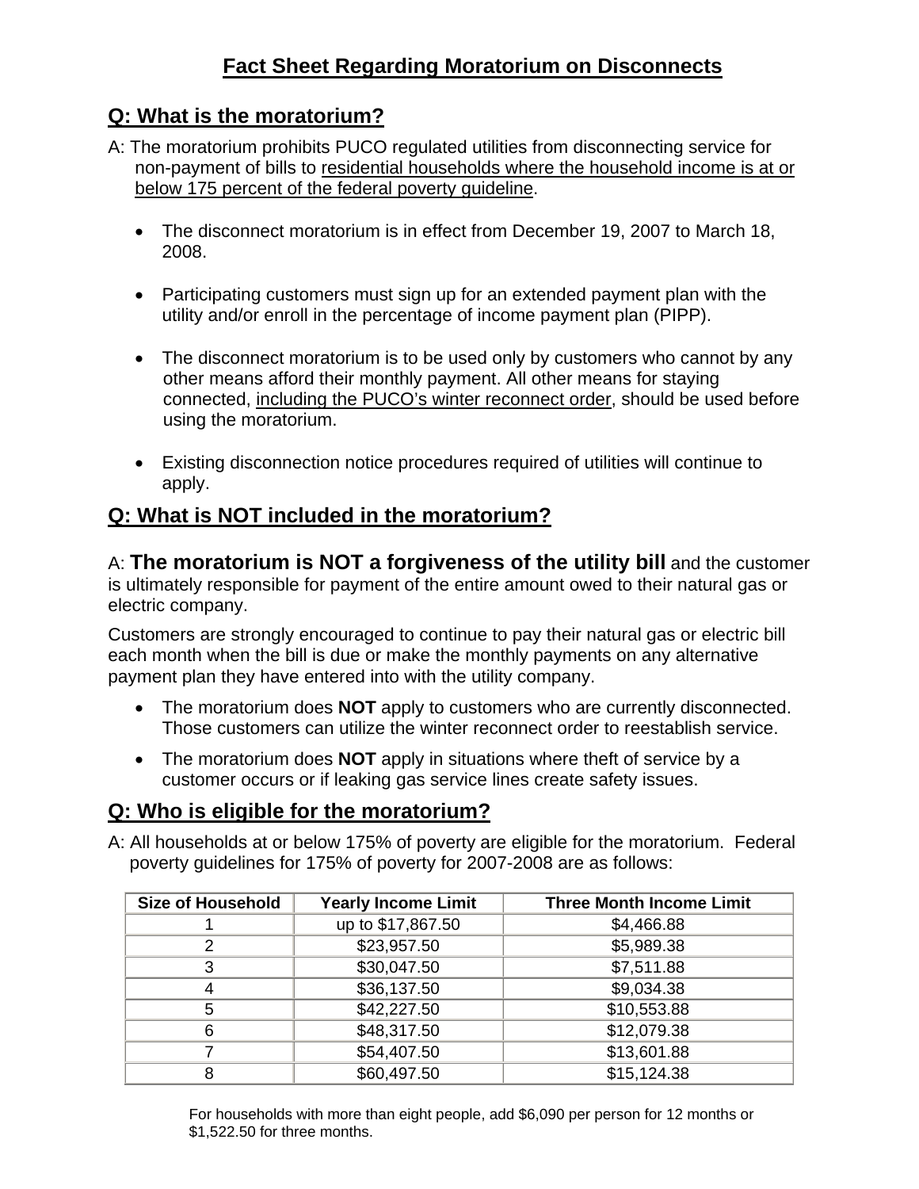# Fact Sheet Regarding Moratorium on Disconnects

## Q: What is the moratorium?

A: The moratorium prohibits PUCO regulated utilities from disconnecting service for non-payment of bills to residential households where the household income is at or below 175 percent of the federal poverty guideline.

- The disconnect moratorium is in effect from December 19, 2007 to March 18, 2008.
- Participating customers must sign up for an extended payment plan with the utility and/or enroll in the percentage of income payment plan (PIPP).
- The disconnect moratorium is to be used only by customers who cannot by any other means afford their monthly payment. All other means for staying connected, including the PUCO's winter reconnect order, should be used before using the moratorium.
- Existing disconnection notice procedures required of utilities will continue to apply.

## Q: What is NOT included in the moratorium?

A: **The moratorium is NOT a forgiveness of the utility bill** and the customer is ultimately responsible for payment of the entire amount owed to their natural gas or electric company.

Customers are strongly encouraged to continue to pay their natural gas or electric bill each month when the bill is due or make the monthly payments on any alternative payment plan they have entered into with the utility company.

- The moratorium does **NOT** apply to customers who are currently disconnected. Those customers can utilize the winter reconnect order to reestablish service.
- The moratorium does **NOT** apply in situations where theft of service by a customer occurs or if leaking gas service lines create safety issues.

## Q: Who is eligible for the moratorium?

A: All households at or below 175% of poverty are eligible for the moratorium. Federal poverty guidelines for 175% of poverty for 2007-2008 are as follows:

| Size of Household | Yearly Income Limit | Three Month Income Limit |
|---|---|---|
| 1 | up to $17,867.50 | $4,466.88 |
| 2 | $23,957.50 | $5,989.38 |
| 3 | $30,047.50 | $7,511.88 |
| 4 | $36,137.50 | $9,034.38 |
| 5 | $42,227.50 | $10,553.88 |
| 6 | $48,317.50 | $12,079.38 |
| 7 | $54,407.50 | $13,601.88 |
| 8 | $60,497.50 | $15,124.38 |

For households with more than eight people, add $6,090 per person for 12 months or $1,522.50 for three months.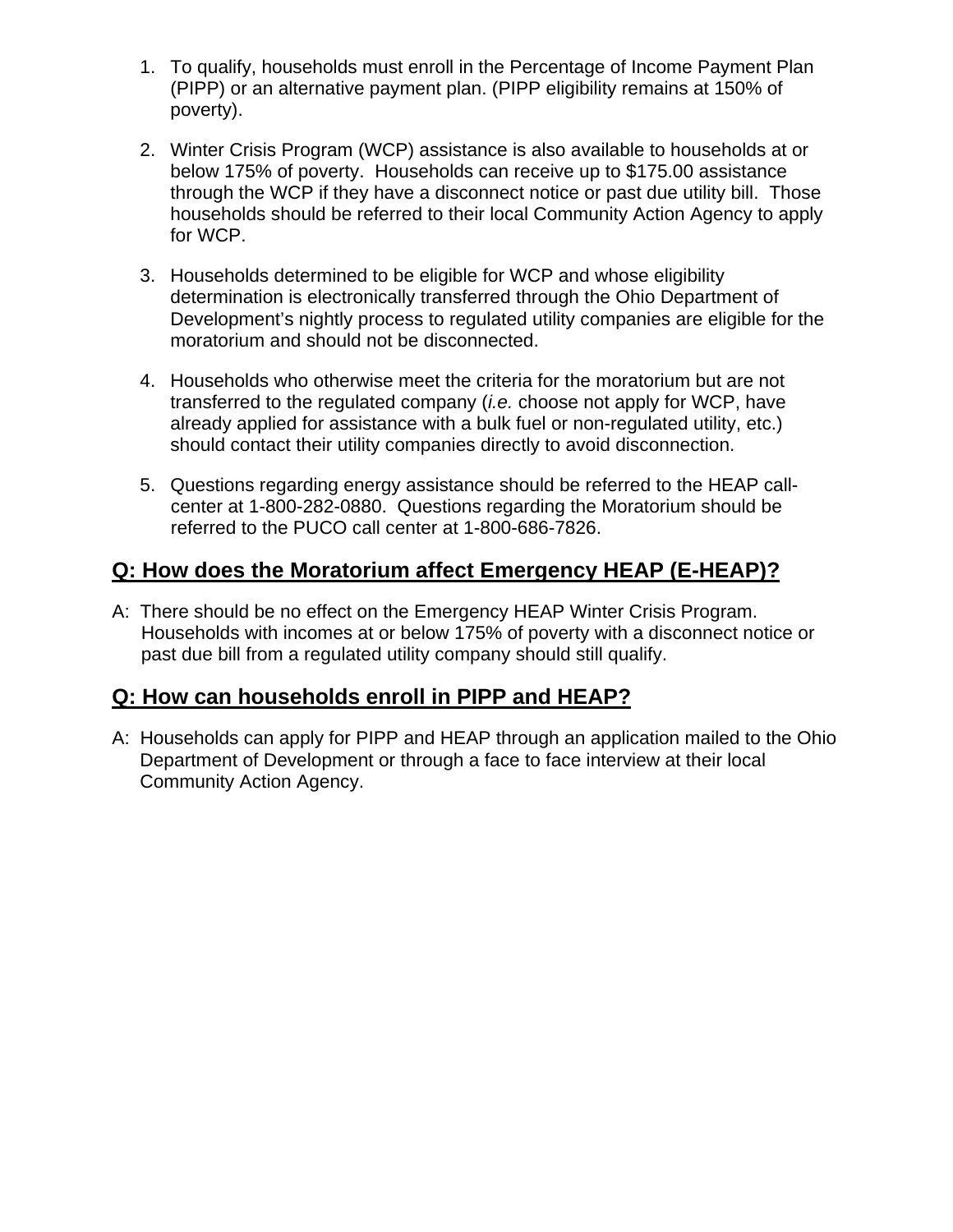1. To qualify, households must enroll in the Percentage of Income Payment Plan (PIPP) or an alternative payment plan. (PIPP eligibility remains at 150% of poverty).

2. Winter Crisis Program (WCP) assistance is also available to households at or below 175% of poverty. Households can receive up to $175.00 assistance through the WCP if they have a disconnect notice or past due utility bill. Those households should be referred to their local Community Action Agency to apply for WCP.

3. Households determined to be eligible for WCP and whose eligibility determination is electronically transferred through the Ohio Department of Development's nightly process to regulated utility companies are eligible for the moratorium and should not be disconnected.

4. Households who otherwise meet the criteria for the moratorium but are not transferred to the regulated company (*i.e.* choose not apply for WCP, have already applied for assistance with a bulk fuel or non-regulated utility, etc.) should contact their utility companies directly to avoid disconnection.

5. Questions regarding energy assistance should be referred to the HEAP call-center at 1-800-282-0880. Questions regarding the Moratorium should be referred to the PUCO call center at 1-800-686-7826.

## Q: How does the Moratorium affect Emergency HEAP (E-HEAP)?

A: There should be no effect on the Emergency HEAP Winter Crisis Program. Households with incomes at or below 175% of poverty with a disconnect notice or past due bill from a regulated utility company should still qualify.

## Q: How can households enroll in PIPP and HEAP?

A: Households can apply for PIPP and HEAP through an application mailed to the Ohio Department of Development or through a face to face interview at their local Community Action Agency.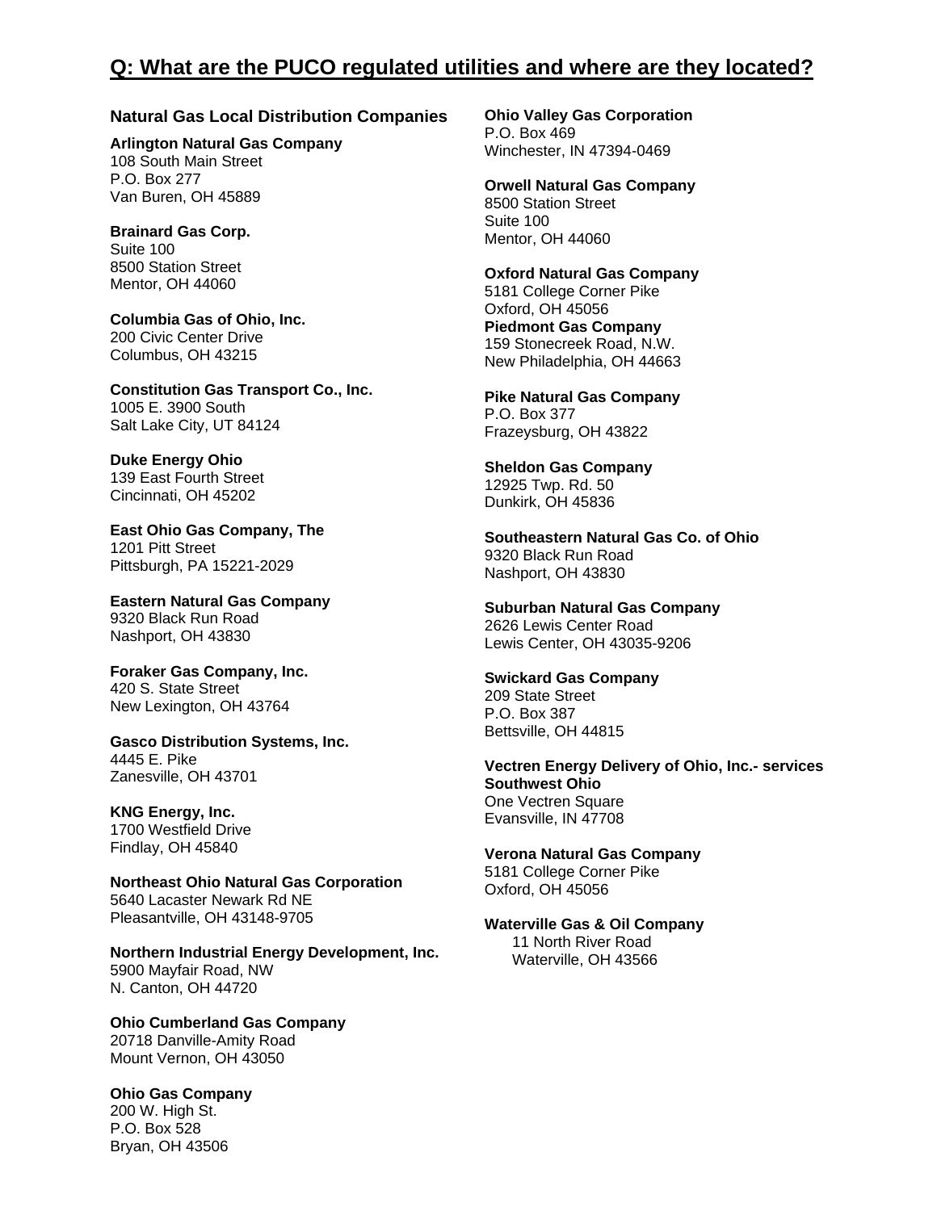## Q: What are the PUCO regulated utilities and where are they located?

### Natural Gas Local Distribution Companies

**Arlington Natural Gas Company**
108 South Main Street
P.O. Box 277
Van Buren, OH 45889

**Brainard Gas Corp.**
Suite 100
8500 Station Street
Mentor, OH 44060

**Columbia Gas of Ohio, Inc.**
200 Civic Center Drive
Columbus, OH 43215

**Constitution Gas Transport Co., Inc.**
1005 E. 3900 South
Salt Lake City, UT 84124

**Duke Energy Ohio**
139 East Fourth Street
Cincinnati, OH 45202

**East Ohio Gas Company, The**
1201 Pitt Street
Pittsburgh, PA 15221-2029

**Eastern Natural Gas Company**
9320 Black Run Road
Nashport, OH 43830

**Foraker Gas Company, Inc.**
420 S. State Street
New Lexington, OH 43764

**Gasco Distribution Systems, Inc.**
4445 E. Pike
Zanesville, OH 43701

**KNG Energy, Inc.**
1700 Westfield Drive
Findlay, OH 45840

**Northeast Ohio Natural Gas Corporation**
5640 Lacaster Newark Rd NE
Pleasantville, OH 43148-9705

**Northern Industrial Energy Development, Inc.**
5900 Mayfair Road, NW
N. Canton, OH 44720

**Ohio Cumberland Gas Company**
20718 Danville-Amity Road
Mount Vernon, OH 43050

**Ohio Gas Company**
200 W. High St.
P.O. Box 528
Bryan, OH 43506

**Ohio Valley Gas Corporation**
P.O. Box 469
Winchester, IN 47394-0469

**Orwell Natural Gas Company**
8500 Station Street
Suite 100
Mentor, OH 44060

**Oxford Natural Gas Company**
5181 College Corner Pike
Oxford, OH 45056

**Piedmont Gas Company**
159 Stonecreek Road, N.W.
New Philadelphia, OH 44663

**Pike Natural Gas Company**
P.O. Box 377
Frazeysburg, OH 43822

**Sheldon Gas Company**
12925 Twp. Rd. 50
Dunkirk, OH 45836

**Southeastern Natural Gas Co. of Ohio**
9320 Black Run Road
Nashport, OH 43830

**Suburban Natural Gas Company**
2626 Lewis Center Road
Lewis Center, OH 43035-9206

**Swickard Gas Company**
209 State Street
P.O. Box 387
Bettsville, OH 44815

**Vectren Energy Delivery of Ohio, Inc.- services Southwest Ohio**
One Vectren Square
Evansville, IN 47708

**Verona Natural Gas Company**
5181 College Corner Pike
Oxford, OH 45056

**Waterville Gas & Oil Company**
11 North River Road
Waterville, OH 43566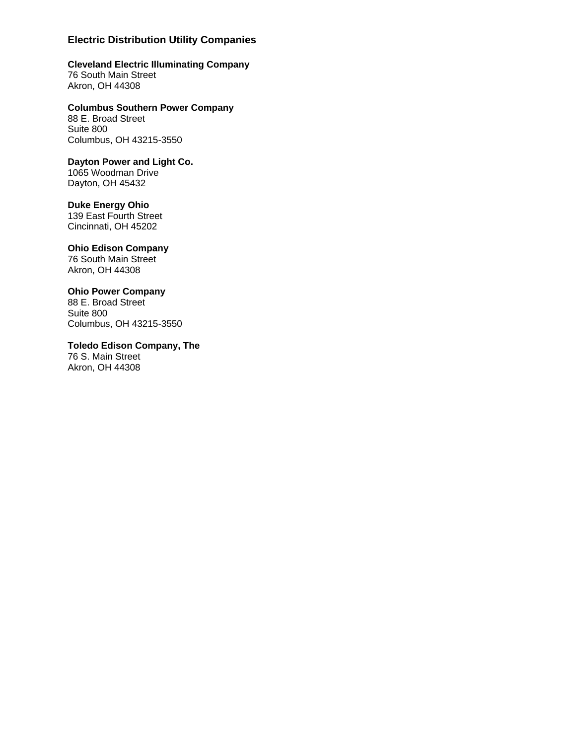## Electric Distribution Utility Companies

**Cleveland Electric Illuminating Company**
76 South Main Street
Akron, OH 44308

**Columbus Southern Power Company**
88 E. Broad Street
Suite 800
Columbus, OH 43215-3550

**Dayton Power and Light Co.**
1065 Woodman Drive
Dayton, OH 45432

**Duke Energy Ohio**
139 East Fourth Street
Cincinnati, OH 45202

**Ohio Edison Company**
76 South Main Street
Akron, OH 44308

**Ohio Power Company**
88 E. Broad Street
Suite 800
Columbus, OH 43215-3550

**Toledo Edison Company, The**
76 S. Main Street
Akron, OH 44308